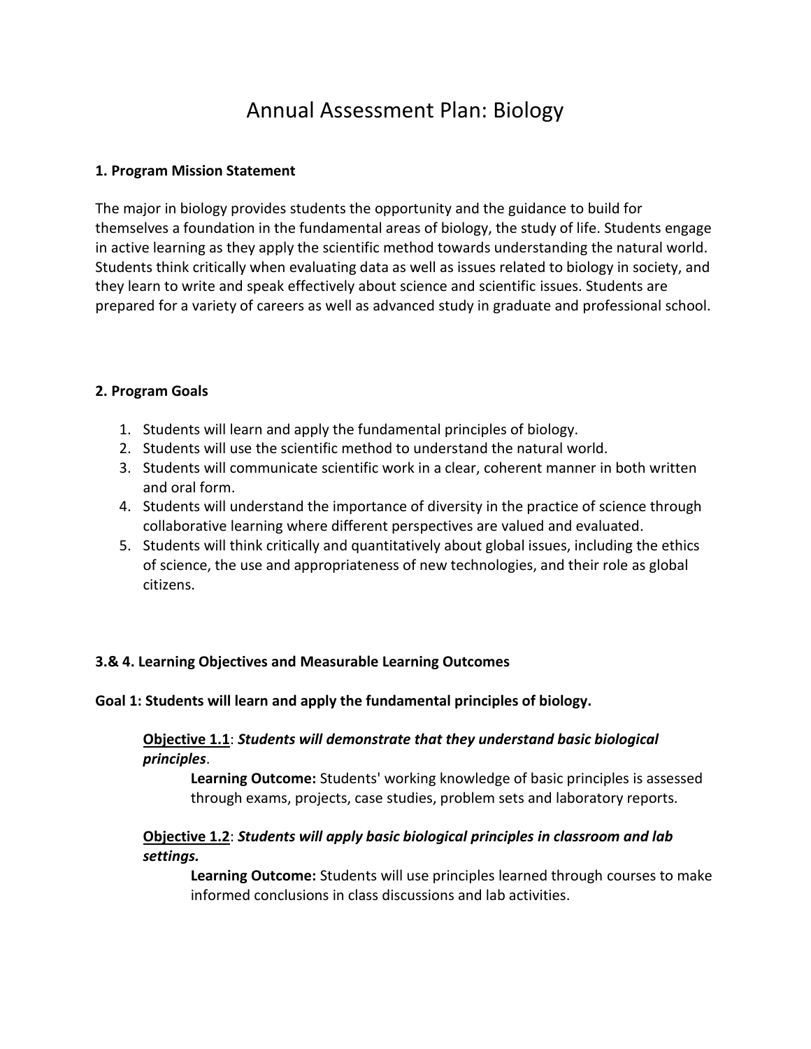# Annual Assessment Plan: Biology

## 1. Program Mission Statement

The major in biology provides students the opportunity and the guidance to build for themselves a foundation in the fundamental areas of biology, the study of life. Students engage in active learning as they apply the scientific method towards understanding the natural world. Students think critically when evaluating data as well as issues related to biology in society, and they learn to write and speak effectively about science and scientific issues. Students are prepared for a variety of careers as well as advanced study in graduate and professional school.

## 2. Program Goals

1. Students will learn and apply the fundamental principles of biology.
2. Students will use the scientific method to understand the natural world.
3. Students will communicate scientific work in a clear, coherent manner in both written and oral form.
4. Students will understand the importance of diversity in the practice of science through collaborative learning where different perspectives are valued and evaluated.
5. Students will think critically and quantitatively about global issues, including the ethics of science, the use and appropriateness of new technologies, and their role as global citizens.

## 3.& 4. Learning Objectives and Measurable Learning Outcomes

### Goal 1: Students will learn and apply the fundamental principles of biology.

**<u>Objective 1.1</u>**: ***Students will demonstrate that they understand basic biological principles***.

> **Learning Outcome:** Students' working knowledge of basic principles is assessed through exams, projects, case studies, problem sets and laboratory reports.

**<u>Objective 1.2</u>**: ***Students will apply basic biological principles in classroom and lab settings.***

> **Learning Outcome:** Students will use principles learned through courses to make informed conclusions in class discussions and lab activities.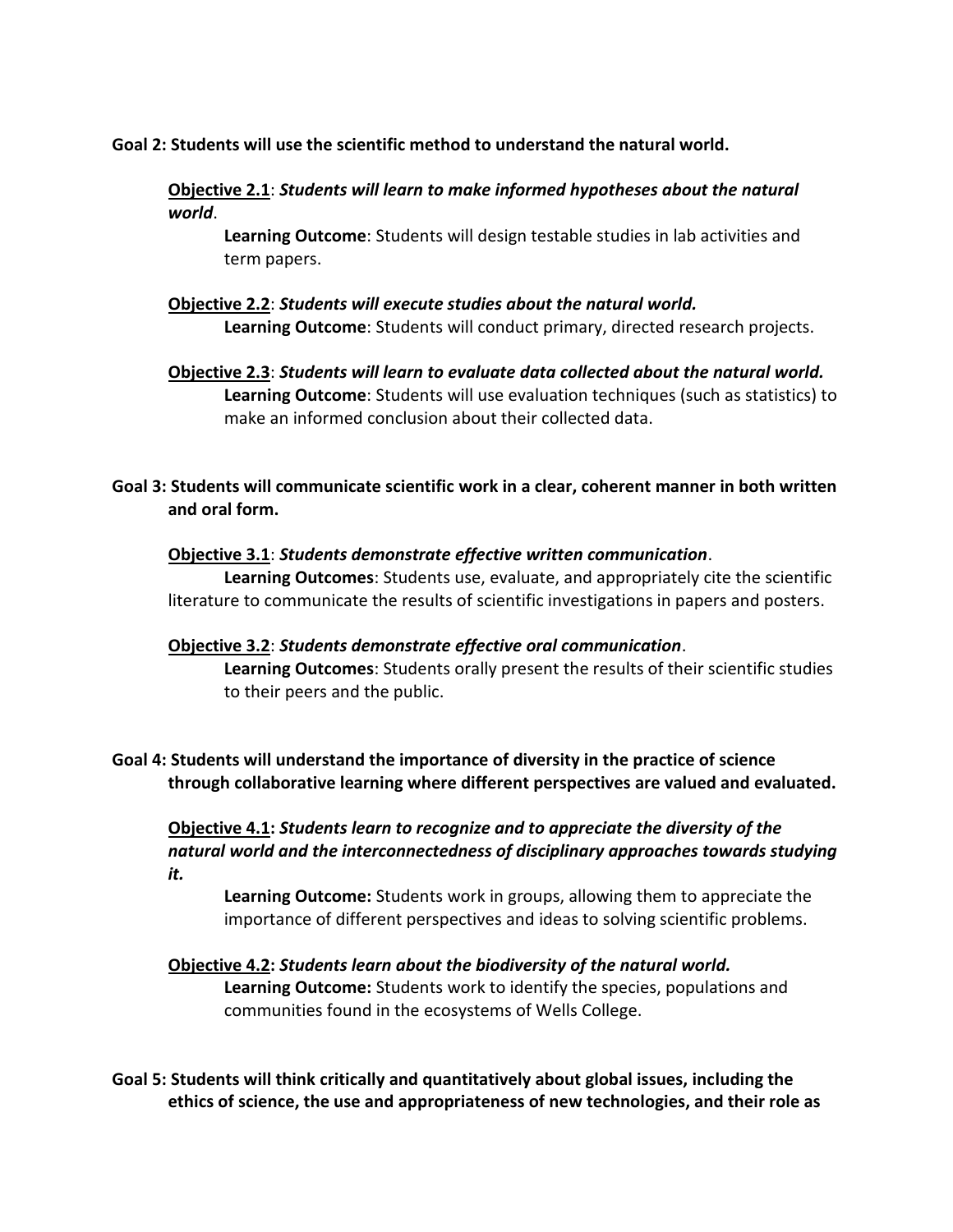**Goal 2: Students will use the scientific method to understand the natural world.**

**<u>Objective 2.1</u>**: ***Students will learn to make informed hypotheses about the natural world***.

**Learning Outcome**: Students will design testable studies in lab activities and term papers.

**<u>Objective 2.2</u>**: ***Students will execute studies about the natural world.***

**Learning Outcome**: Students will conduct primary, directed research projects.

**<u>Objective 2.3</u>**: ***Students will learn to evaluate data collected about the natural world.***

**Learning Outcome**: Students will use evaluation techniques (such as statistics) to make an informed conclusion about their collected data.

**Goal 3: Students will communicate scientific work in a clear, coherent manner in both written and oral form.**

**<u>Objective 3.1</u>**: ***Students demonstrate effective written communication***.

**Learning Outcomes**: Students use, evaluate, and appropriately cite the scientific literature to communicate the results of scientific investigations in papers and posters.

**<u>Objective 3.2</u>**: ***Students demonstrate effective oral communication***.

**Learning Outcomes**: Students orally present the results of their scientific studies to their peers and the public.

**Goal 4: Students will understand the importance of diversity in the practice of science through collaborative learning where different perspectives are valued and evaluated.**

**<u>Objective 4.1</u>:** ***Students learn to recognize and to appreciate the diversity of the natural world and the interconnectedness of disciplinary approaches towards studying it.***

**Learning Outcome:** Students work in groups, allowing them to appreciate the importance of different perspectives and ideas to solving scientific problems.

**<u>Objective 4.2</u>:** ***Students learn about the biodiversity of the natural world.***

**Learning Outcome:** Students work to identify the species, populations and communities found in the ecosystems of Wells College.

**Goal 5: Students will think critically and quantitatively about global issues, including the ethics of science, the use and appropriateness of new technologies, and their role as**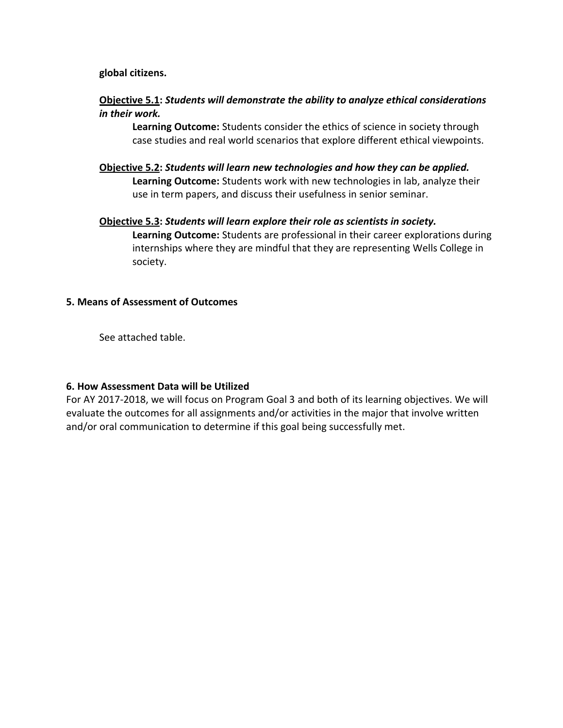**global citizens.**

**Objective 5.1:** ***Students will demonstrate the ability to analyze ethical considerations in their work.***

**Learning Outcome:** Students consider the ethics of science in society through case studies and real world scenarios that explore different ethical viewpoints.

**Objective 5.2:** ***Students will learn new technologies and how they can be applied.***

**Learning Outcome:** Students work with new technologies in lab, analyze their use in term papers, and discuss their usefulness in senior seminar.

**Objective 5.3:** ***Students will learn explore their role as scientists in society.***

**Learning Outcome:** Students are professional in their career explorations during internships where they are mindful that they are representing Wells College in society.

### 5. Means of Assessment of Outcomes

See attached table.

### 6. How Assessment Data will be Utilized

For AY 2017-2018, we will focus on Program Goal 3 and both of its learning objectives. We will evaluate the outcomes for all assignments and/or activities in the major that involve written and/or oral communication to determine if this goal being successfully met.